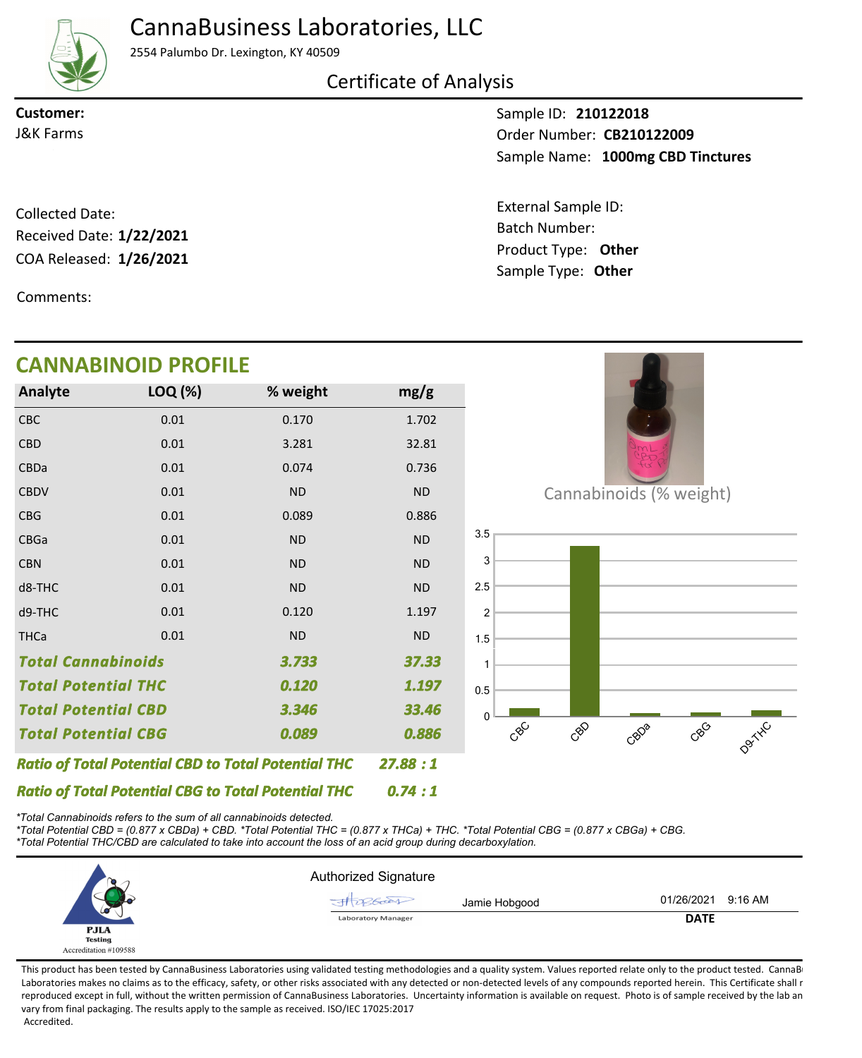# CannaBusiness Laboratories, LLC

2554 Palumbo Dr. Lexington, KY 40509

## Certificate of Analysis

**Customer:**
J&K Farms

Sample ID: **210122018**
Order Number: **CB210122009**
Sample Name: **1000mg CBD Tinctures**

Collected Date:
Received Date: **1/22/2021**
COA Released: **1/26/2021**

External Sample ID:
Batch Number:
Product Type: **Other**
Sample Type: **Other**

Comments:

## CANNABINOID PROFILE

| Analyte | LOQ (%) | % weight | mg/g |
|---|---|---|---|
| CBC | 0.01 | 0.170 | 1.702 |
| CBD | 0.01 | 3.281 | 32.81 |
| CBDa | 0.01 | 0.074 | 0.736 |
| CBDV | 0.01 | ND | ND |
| CBG | 0.01 | 0.089 | 0.886 |
| CBGa | 0.01 | ND | ND |
| CBN | 0.01 | ND | ND |
| d8-THC | 0.01 | ND | ND |
| d9-THC | 0.01 | 0.120 | 1.197 |
| THCa | 0.01 | ND | ND |
| ***Total Cannabinoids*** | | ***3.733*** | ***37.33*** |
| ***Total Potential THC*** | | ***0.120*** | ***1.197*** |
| ***Total Potential CBD*** | | ***3.346*** | ***33.46*** |
| ***Total Potential CBG*** | | ***0.089*** | ***0.886*** |

***Ratio of Total Potential CBD to Total Potential THC*** ***27.88 : 1***

***Ratio of Total Potential CBG to Total Potential THC*** ***0.74 : 1***

Cannabinoids (% weight)

| | CBC | CBD | CBDa | CBG | D9-THC |
|---|---|---|---|---|---|
| % weight | 0.170 | 3.281 | 0.074 | 0.089 | 0.120 |

*\*Total Cannabinoids refers to the sum of all cannabinoids detected.*
*\*Total Potential CBD = (0.877 x CBDa) + CBD. \*Total Potential THC = (0.877 x THCa) + THC. \*Total Potential CBG = (0.877 x CBGa) + CBG.*
*\*Total Potential THC/CBD are calculated to take into account the loss of an acid group during decarboxylation.*

PJLA Testing
Accreditation #109588

Authorized Signature

Jamie Hobgood — Laboratory Manager

01/26/2021 9:16 AM
**DATE**

This product has been tested by CannaBusiness Laboratories using validated testing methodologies and a quality system. Values reported relate only to the product tested. CannaBusiness Laboratories makes no claims as to the efficacy, safety, or other risks associated with any detected or non-detected levels of any compounds reported herein. This Certificate shall not be reproduced except in full, without the written permission of CannaBusiness Laboratories. Uncertainty information is available on request. Photo is of sample received by the lab and may vary from final packaging. The results apply to the sample as received. ISO/IEC 17025:2017 Accredited.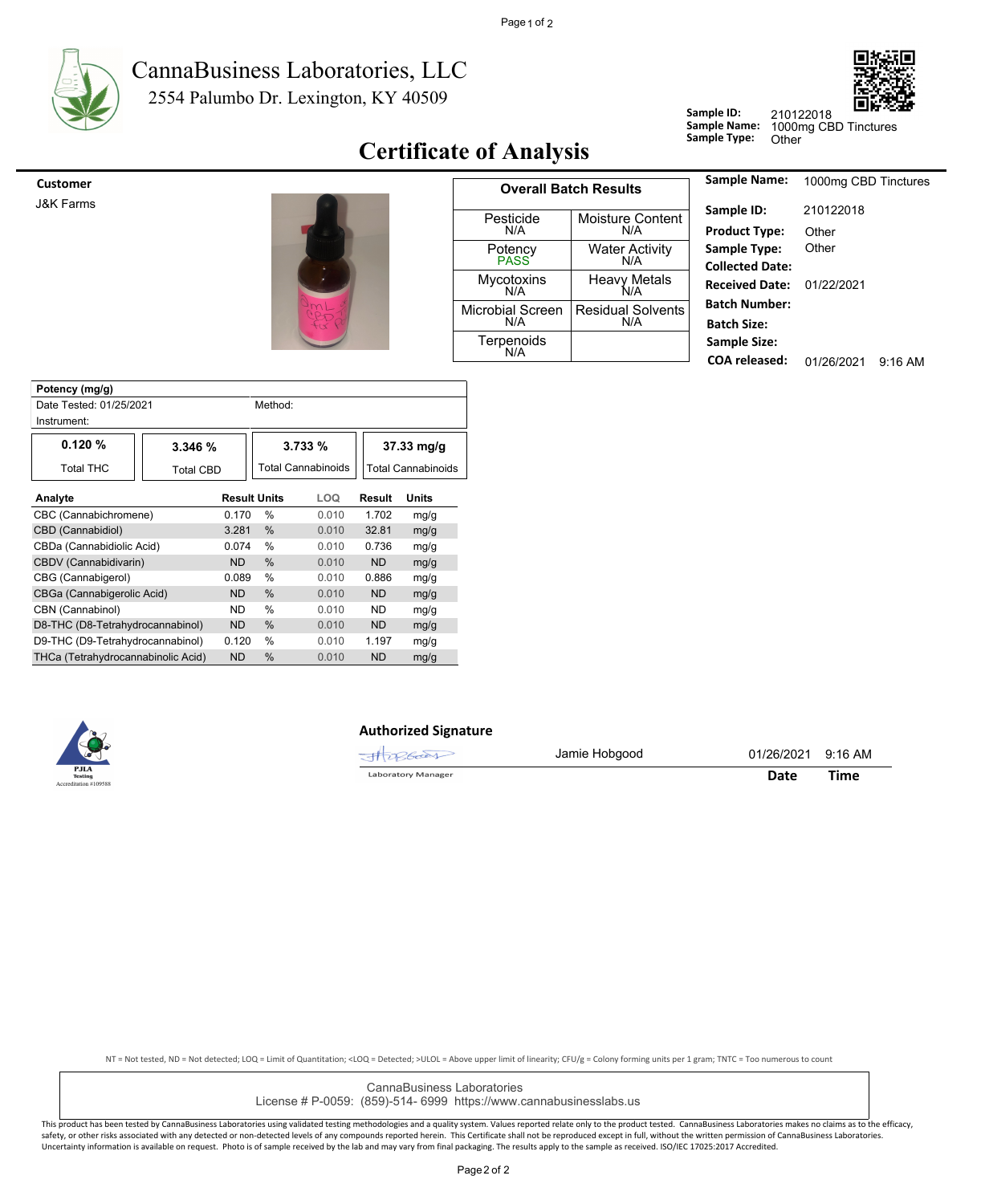# CannaBusiness Laboratories, LLC

2554 Palumbo Dr. Lexington, KY 40509

Sample ID: 210122018
Sample Name: 1000mg CBD Tinctures
Sample Type: Other

# Certificate of Analysis

**Customer**

J&K Farms

| Overall Batch Results | |
|---|---|
| Pesticide N/A | Moisture Content N/A |
| Potency PASS | Water Activity N/A |
| Mycotoxins N/A | Heavy Metals N/A |
| Microbial Screen N/A | Residual Solvents N/A |
| Terpenoids N/A | |

**Sample Name:** 1000mg CBD Tinctures
**Sample ID:** 210122018
**Product Type:** Other
**Sample Type:** Other
**Collected Date:**
**Received Date:** 01/22/2021
**Batch Number:**
**Batch Size:**
**Sample Size:**
**COA released:** 01/26/2021 9:16 AM

**Potency (mg/g)**

Date Tested: 01/25/2021
Method:
Instrument:

| 0.120 % | 3.346 % | 3.733 % | 37.33 mg/g |
|---|---|---|---|
| Total THC | Total CBD | Total Cannabinoids | Total Cannabinoids |

| Analyte | Result | Units | LOQ | Result | Units |
|---|---|---|---|---|---|
| CBC (Cannabichromene) | 0.170 | % | 0.010 | 1.702 | mg/g |
| CBD (Cannabidiol) | 3.281 | % | 0.010 | 32.81 | mg/g |
| CBDa (Cannabidiolic Acid) | 0.074 | % | 0.010 | 0.736 | mg/g |
| CBDV (Cannabidivarin) | ND | % | 0.010 | ND | mg/g |
| CBG (Cannabigerol) | 0.089 | % | 0.010 | 0.886 | mg/g |
| CBGa (Cannabigerolic Acid) | ND | % | 0.010 | ND | mg/g |
| CBN (Cannabinol) | ND | % | 0.010 | ND | mg/g |
| D8-THC (D8-Tetrahydrocannabinol) | ND | % | 0.010 | ND | mg/g |
| D9-THC (D9-Tetrahydrocannabinol) | 0.120 | % | 0.010 | 1.197 | mg/g |
| THCa (Tetrahydrocannabinolic Acid) | ND | % | 0.010 | ND | mg/g |

PJLA Testing Accreditation #109588

**Authorized Signature**

Jamie Hobgood — Laboratory Manager — Date: 01/26/2021 Time: 9:16 AM

NT = Not tested, ND = Not detected; LOQ = Limit of Quantitation; <LOQ = Detected; >ULOL = Above upper limit of linearity; CFU/g = Colony forming units per 1 gram; TNTC = Too numerous to count

CannaBusiness Laboratories
License # P-0059: (859)-514- 6999 https://www.cannabusinesslabs.us

This product has been tested by CannaBusiness Laboratories using validated testing methodologies and a quality system. Values reported relate only to the product tested. CannaBusiness Laboratories makes no claims as to the efficacy, safety, or other risks associated with any detected or non-detected levels of any compounds reported herein. This Certificate shall not be reproduced except in full, without the written permission of CannaBusiness Laboratories. Uncertainty information is available on request. Photo is of sample received by the lab and may vary from final packaging. The results apply to the sample as received. ISO/IEC 17025:2017 Accredited.